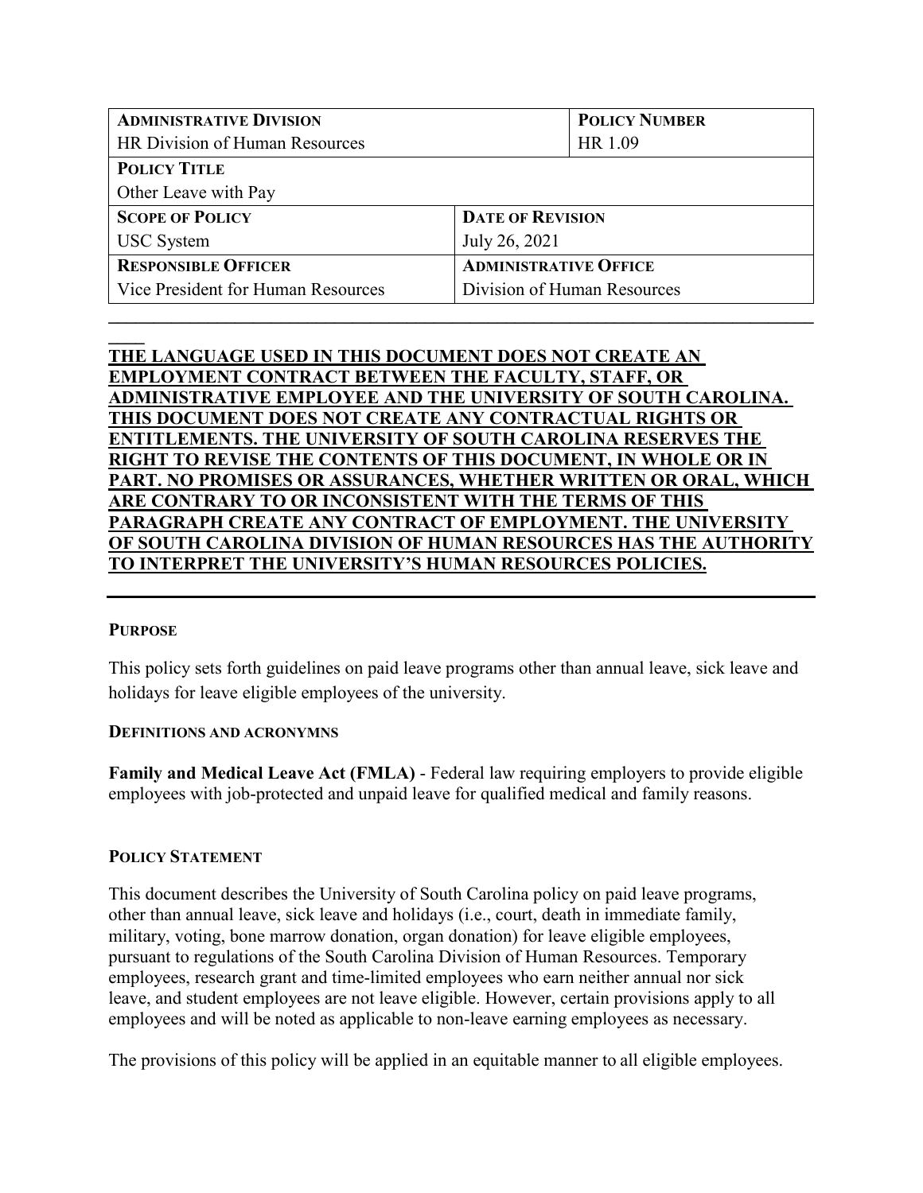| **ADMINISTRATIVE DIVISION** | | **POLICY NUMBER** |
|---|---|---|
| HR Division of Human Resources | | HR 1.09 |
| **POLICY TITLE** | | |
| Other Leave with Pay | | |
| **SCOPE OF POLICY** | **DATE OF REVISION** | |
| USC System | July 26, 2021 | |
| **RESPONSIBLE OFFICER** | **ADMINISTRATIVE OFFICE** | |
| Vice President for Human Resources | Division of Human Resources | |

**THE LANGUAGE USED IN THIS DOCUMENT DOES NOT CREATE AN EMPLOYMENT CONTRACT BETWEEN THE FACULTY, STAFF, OR ADMINISTRATIVE EMPLOYEE AND THE UNIVERSITY OF SOUTH CAROLINA. THIS DOCUMENT DOES NOT CREATE ANY CONTRACTUAL RIGHTS OR ENTITLEMENTS. THE UNIVERSITY OF SOUTH CAROLINA RESERVES THE RIGHT TO REVISE THE CONTENTS OF THIS DOCUMENT, IN WHOLE OR IN PART. NO PROMISES OR ASSURANCES, WHETHER WRITTEN OR ORAL, WHICH ARE CONTRARY TO OR INCONSISTENT WITH THE TERMS OF THIS PARAGRAPH CREATE ANY CONTRACT OF EMPLOYMENT. THE UNIVERSITY OF SOUTH CAROLINA DIVISION OF HUMAN RESOURCES HAS THE AUTHORITY TO INTERPRET THE UNIVERSITY'S HUMAN RESOURCES POLICIES.**

## PURPOSE

This policy sets forth guidelines on paid leave programs other than annual leave, sick leave and holidays for leave eligible employees of the university.

## DEFINITIONS AND ACRONYMNS

**Family and Medical Leave Act (FMLA)** - Federal law requiring employers to provide eligible employees with job-protected and unpaid leave for qualified medical and family reasons.

## POLICY STATEMENT

This document describes the University of South Carolina policy on paid leave programs, other than annual leave, sick leave and holidays (i.e., court, death in immediate family, military, voting, bone marrow donation, organ donation) for leave eligible employees, pursuant to regulations of the South Carolina Division of Human Resources. Temporary employees, research grant and time-limited employees who earn neither annual nor sick leave, and student employees are not leave eligible. However, certain provisions apply to all employees and will be noted as applicable to non-leave earning employees as necessary.

The provisions of this policy will be applied in an equitable manner to all eligible employees.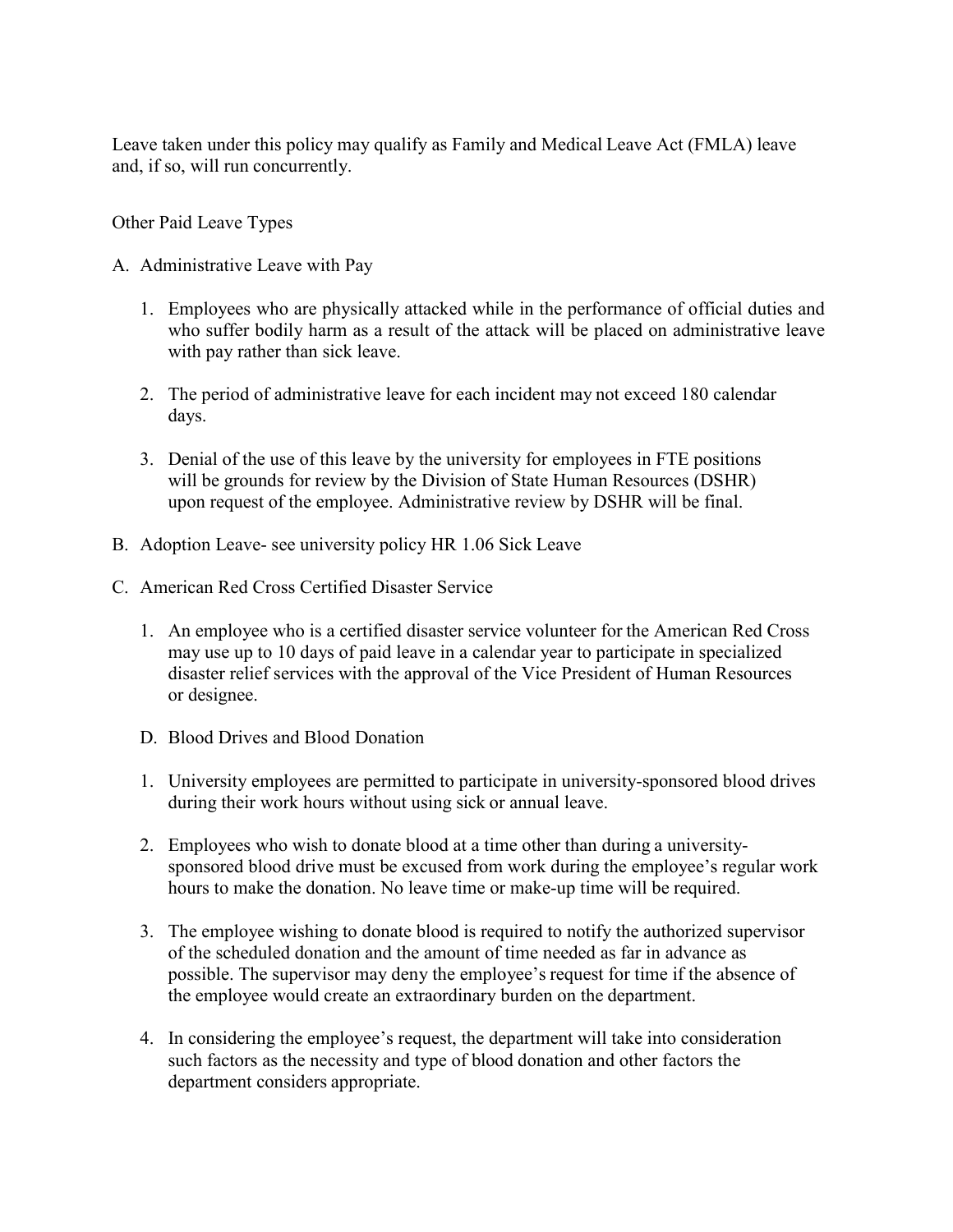Leave taken under this policy may qualify as Family and Medical Leave Act (FMLA) leave and, if so, will run concurrently.

Other Paid Leave Types

A. Administrative Leave with Pay

   1. Employees who are physically attacked while in the performance of official duties and who suffer bodily harm as a result of the attack will be placed on administrative leave with pay rather than sick leave.

   2. The period of administrative leave for each incident may not exceed 180 calendar days.

   3. Denial of the use of this leave by the university for employees in FTE positions will be grounds for review by the Division of State Human Resources (DSHR) upon request of the employee. Administrative review by DSHR will be final.

B. Adoption Leave- see university policy HR 1.06 Sick Leave

C. American Red Cross Certified Disaster Service

   1. An employee who is a certified disaster service volunteer for the American Red Cross may use up to 10 days of paid leave in a calendar year to participate in specialized disaster relief services with the approval of the Vice President of Human Resources or designee.

D. Blood Drives and Blood Donation

   1. University employees are permitted to participate in university-sponsored blood drives during their work hours without using sick or annual leave.

   2. Employees who wish to donate blood at a time other than during a university-sponsored blood drive must be excused from work during the employee's regular work hours to make the donation. No leave time or make-up time will be required.

   3. The employee wishing to donate blood is required to notify the authorized supervisor of the scheduled donation and the amount of time needed as far in advance as possible. The supervisor may deny the employee's request for time if the absence of the employee would create an extraordinary burden on the department.

   4. In considering the employee's request, the department will take into consideration such factors as the necessity and type of blood donation and other factors the department considers appropriate.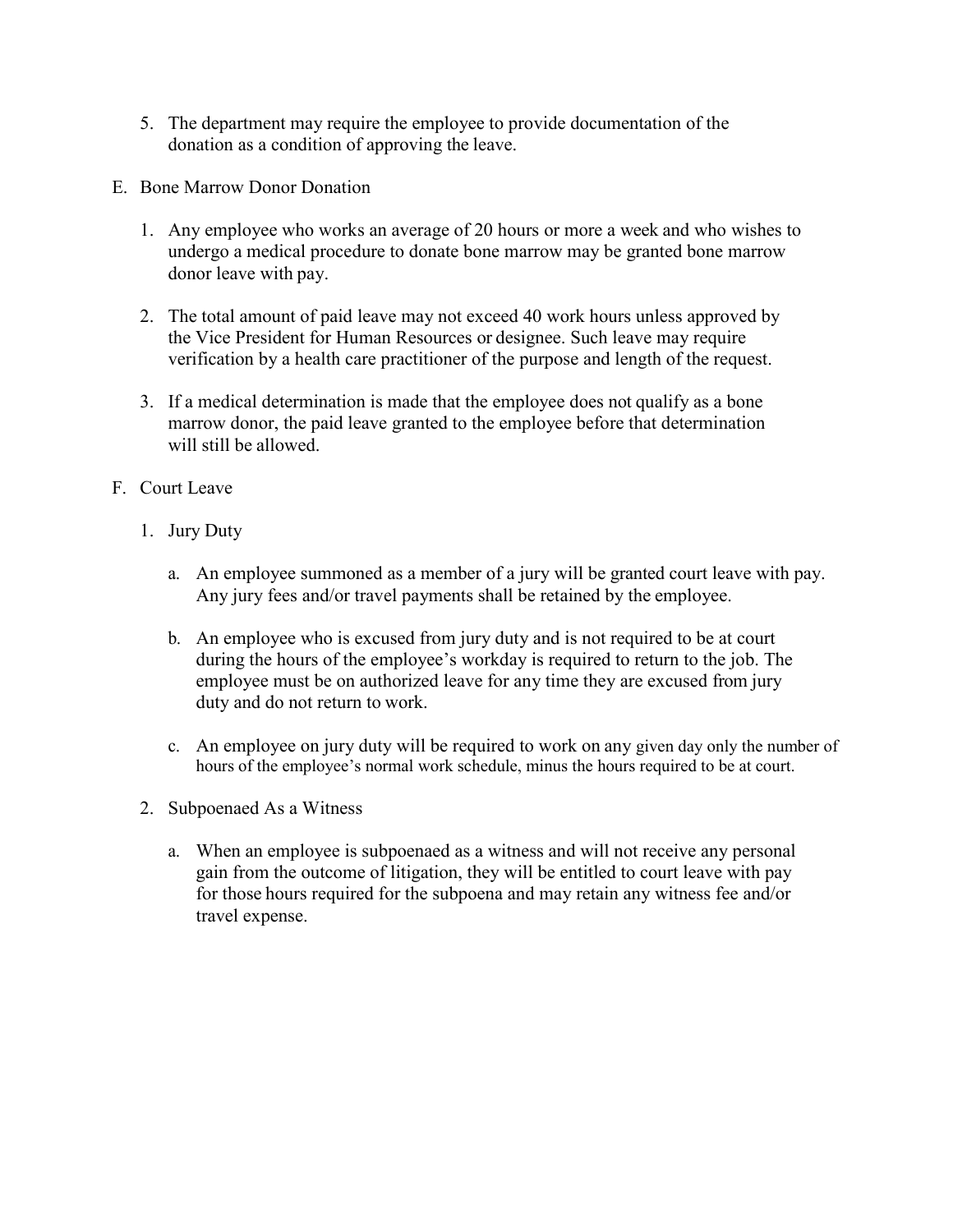5. The department may require the employee to provide documentation of the donation as a condition of approving the leave.

E. Bone Marrow Donor Donation

1. Any employee who works an average of 20 hours or more a week and who wishes to undergo a medical procedure to donate bone marrow may be granted bone marrow donor leave with pay.

2. The total amount of paid leave may not exceed 40 work hours unless approved by the Vice President for Human Resources or designee. Such leave may require verification by a health care practitioner of the purpose and length of the request.

3. If a medical determination is made that the employee does not qualify as a bone marrow donor, the paid leave granted to the employee before that determination will still be allowed.

F. Court Leave

1. Jury Duty

   a. An employee summoned as a member of a jury will be granted court leave with pay. Any jury fees and/or travel payments shall be retained by the employee.

   b. An employee who is excused from jury duty and is not required to be at court during the hours of the employee's workday is required to return to the job. The employee must be on authorized leave for any time they are excused from jury duty and do not return to work.

   c. An employee on jury duty will be required to work on any given day only the number of hours of the employee's normal work schedule, minus the hours required to be at court.

2. Subpoenaed As a Witness

   a. When an employee is subpoenaed as a witness and will not receive any personal gain from the outcome of litigation, they will be entitled to court leave with pay for those hours required for the subpoena and may retain any witness fee and/or travel expense.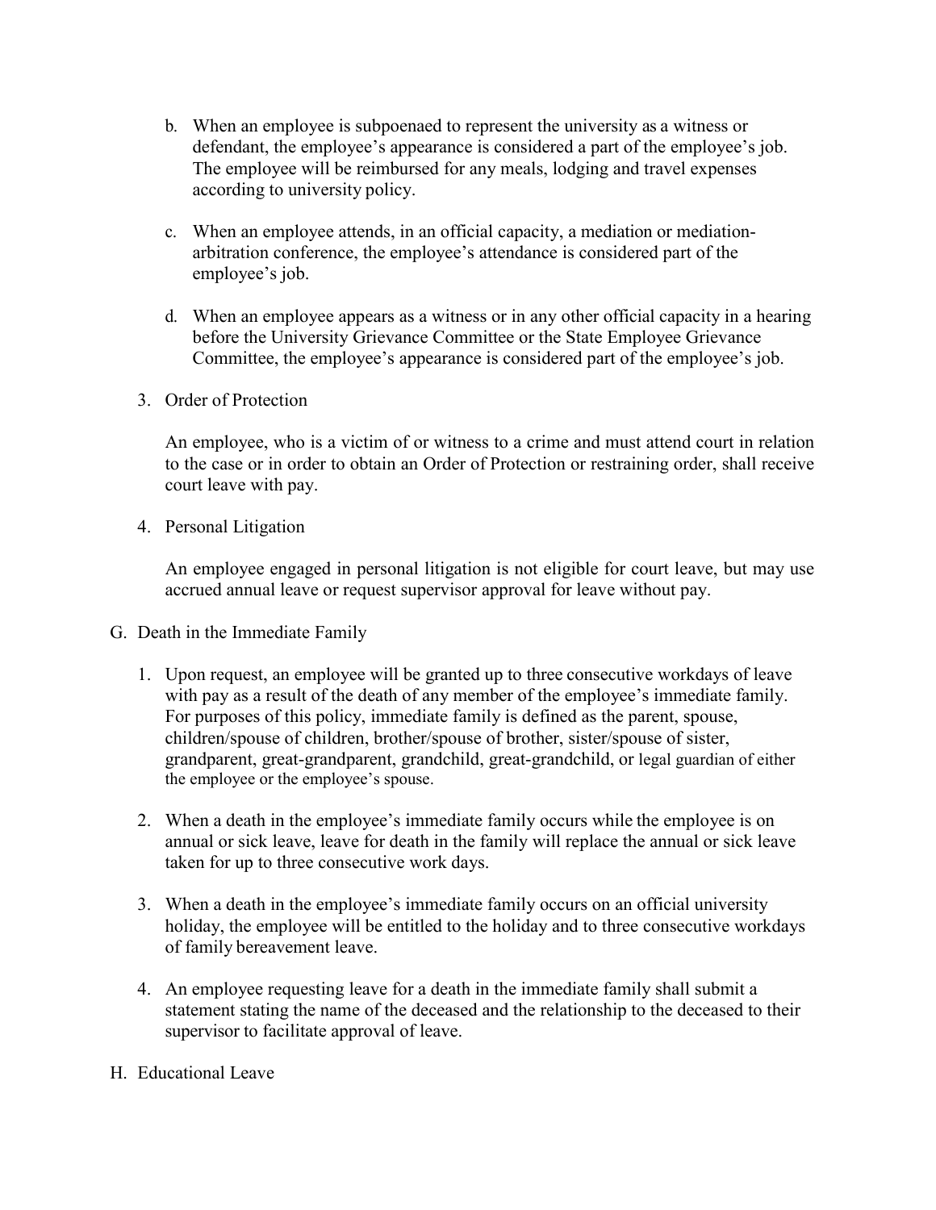b. When an employee is subpoenaed to represent the university as a witness or defendant, the employee's appearance is considered a part of the employee's job. The employee will be reimbursed for any meals, lodging and travel expenses according to university policy.

c. When an employee attends, in an official capacity, a mediation or mediation-arbitration conference, the employee's attendance is considered part of the employee's job.

d. When an employee appears as a witness or in any other official capacity in a hearing before the University Grievance Committee or the State Employee Grievance Committee, the employee's appearance is considered part of the employee's job.

3. Order of Protection

   An employee, who is a victim of or witness to a crime and must attend court in relation to the case or in order to obtain an Order of Protection or restraining order, shall receive court leave with pay.

4. Personal Litigation

   An employee engaged in personal litigation is not eligible for court leave, but may use accrued annual leave or request supervisor approval for leave without pay.

G. Death in the Immediate Family

1. Upon request, an employee will be granted up to three consecutive workdays of leave with pay as a result of the death of any member of the employee's immediate family. For purposes of this policy, immediate family is defined as the parent, spouse, children/spouse of children, brother/spouse of brother, sister/spouse of sister, grandparent, great-grandparent, grandchild, great-grandchild, or legal guardian of either the employee or the employee's spouse.

2. When a death in the employee's immediate family occurs while the employee is on annual or sick leave, leave for death in the family will replace the annual or sick leave taken for up to three consecutive work days.

3. When a death in the employee's immediate family occurs on an official university holiday, the employee will be entitled to the holiday and to three consecutive workdays of family bereavement leave.

4. An employee requesting leave for a death in the immediate family shall submit a statement stating the name of the deceased and the relationship to the deceased to their supervisor to facilitate approval of leave.

H. Educational Leave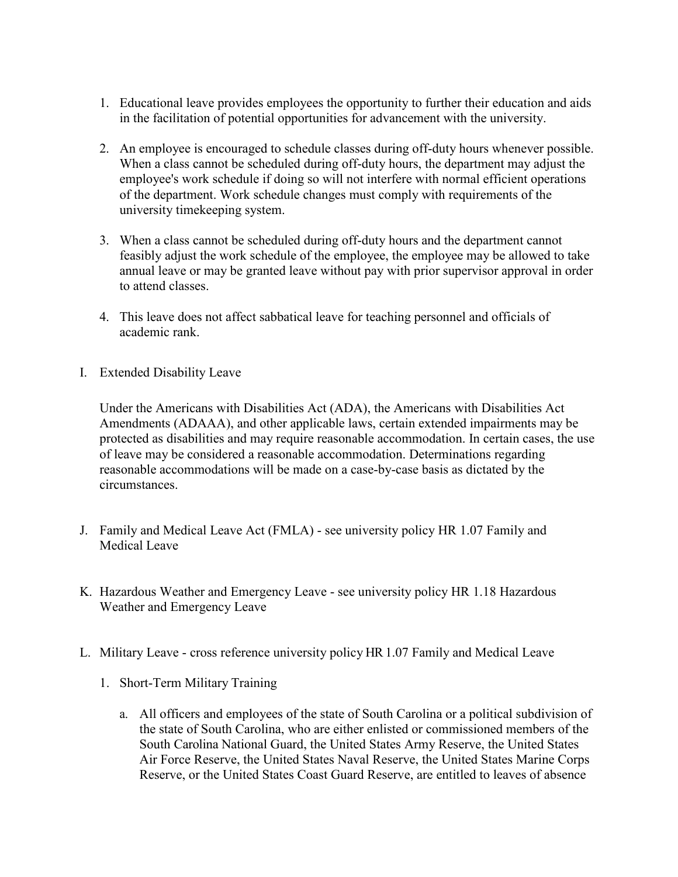1. Educational leave provides employees the opportunity to further their education and aids in the facilitation of potential opportunities for advancement with the university.

2. An employee is encouraged to schedule classes during off-duty hours whenever possible. When a class cannot be scheduled during off-duty hours, the department may adjust the employee's work schedule if doing so will not interfere with normal efficient operations of the department. Work schedule changes must comply with requirements of the university timekeeping system.

3. When a class cannot be scheduled during off-duty hours and the department cannot feasibly adjust the work schedule of the employee, the employee may be allowed to take annual leave or may be granted leave without pay with prior supervisor approval in order to attend classes.

4. This leave does not affect sabbatical leave for teaching personnel and officials of academic rank.

I. Extended Disability Leave

   Under the Americans with Disabilities Act (ADA), the Americans with Disabilities Act Amendments (ADAAA), and other applicable laws, certain extended impairments may be protected as disabilities and may require reasonable accommodation. In certain cases, the use of leave may be considered a reasonable accommodation. Determinations regarding reasonable accommodations will be made on a case-by-case basis as dictated by the circumstances.

J. Family and Medical Leave Act (FMLA) - see university policy HR 1.07 Family and Medical Leave

K. Hazardous Weather and Emergency Leave - see university policy HR 1.18 Hazardous Weather and Emergency Leave

L. Military Leave - cross reference university policy HR 1.07 Family and Medical Leave

   1. Short-Term Military Training

      a. All officers and employees of the state of South Carolina or a political subdivision of the state of South Carolina, who are either enlisted or commissioned members of the South Carolina National Guard, the United States Army Reserve, the United States Air Force Reserve, the United States Naval Reserve, the United States Marine Corps Reserve, or the United States Coast Guard Reserve, are entitled to leaves of absence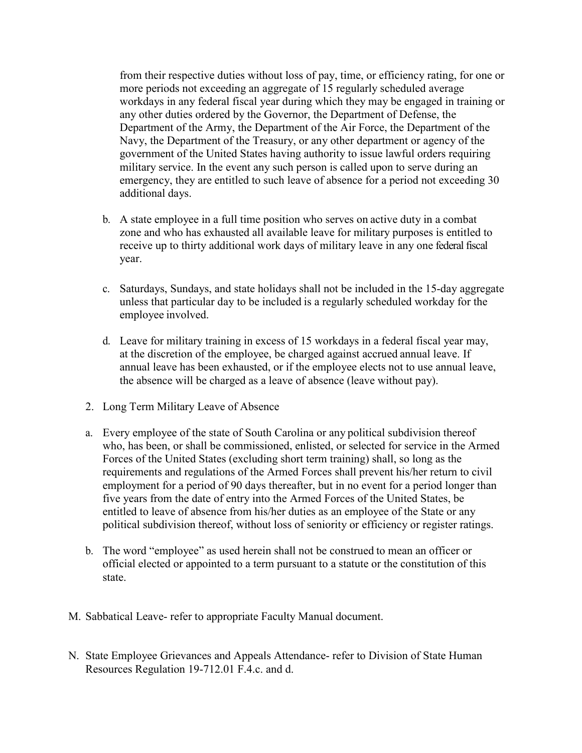from their respective duties without loss of pay, time, or efficiency rating, for one or more periods not exceeding an aggregate of 15 regularly scheduled average workdays in any federal fiscal year during which they may be engaged in training or any other duties ordered by the Governor, the Department of Defense, the Department of the Army, the Department of the Air Force, the Department of the Navy, the Department of the Treasury, or any other department or agency of the government of the United States having authority to issue lawful orders requiring military service. In the event any such person is called upon to serve during an emergency, they are entitled to such leave of absence for a period not exceeding 30 additional days.

b. A state employee in a full time position who serves on active duty in a combat zone and who has exhausted all available leave for military purposes is entitled to receive up to thirty additional work days of military leave in any one federal fiscal year.

c. Saturdays, Sundays, and state holidays shall not be included in the 15-day aggregate unless that particular day to be included is a regularly scheduled workday for the employee involved.

d. Leave for military training in excess of 15 workdays in a federal fiscal year may, at the discretion of the employee, be charged against accrued annual leave. If annual leave has been exhausted, or if the employee elects not to use annual leave, the absence will be charged as a leave of absence (leave without pay).

2. Long Term Military Leave of Absence

a. Every employee of the state of South Carolina or any political subdivision thereof who, has been, or shall be commissioned, enlisted, or selected for service in the Armed Forces of the United States (excluding short term training) shall, so long as the requirements and regulations of the Armed Forces shall prevent his/her return to civil employment for a period of 90 days thereafter, but in no event for a period longer than five years from the date of entry into the Armed Forces of the United States, be entitled to leave of absence from his/her duties as an employee of the State or any political subdivision thereof, without loss of seniority or efficiency or register ratings.

b. The word "employee" as used herein shall not be construed to mean an officer or official elected or appointed to a term pursuant to a statute or the constitution of this state.

M. Sabbatical Leave- refer to appropriate Faculty Manual document.

N. State Employee Grievances and Appeals Attendance- refer to Division of State Human Resources Regulation 19-712.01 F.4.c. and d.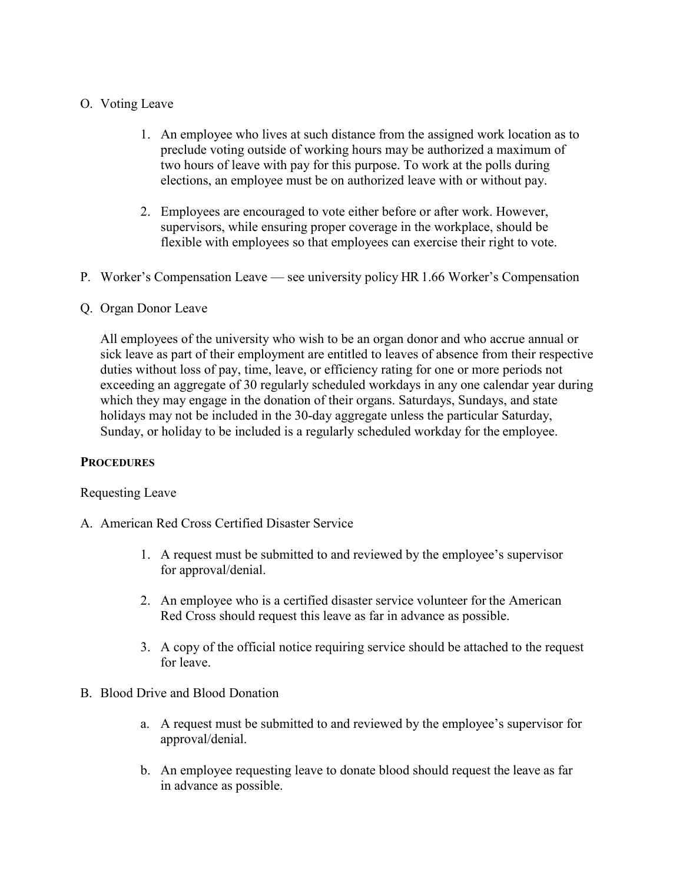O. Voting Leave

1. An employee who lives at such distance from the assigned work location as to preclude voting outside of working hours may be authorized a maximum of two hours of leave with pay for this purpose. To work at the polls during elections, an employee must be on authorized leave with or without pay.

2. Employees are encouraged to vote either before or after work. However, supervisors, while ensuring proper coverage in the workplace, should be flexible with employees so that employees can exercise their right to vote.

P. Worker's Compensation Leave — see university policy HR 1.66 Worker's Compensation

Q. Organ Donor Leave

All employees of the university who wish to be an organ donor and who accrue annual or sick leave as part of their employment are entitled to leaves of absence from their respective duties without loss of pay, time, leave, or efficiency rating for one or more periods not exceeding an aggregate of 30 regularly scheduled workdays in any one calendar year during which they may engage in the donation of their organs. Saturdays, Sundays, and state holidays may not be included in the 30-day aggregate unless the particular Saturday, Sunday, or holiday to be included is a regularly scheduled workday for the employee.

**PROCEDURES**

Requesting Leave

A. American Red Cross Certified Disaster Service

1. A request must be submitted to and reviewed by the employee's supervisor for approval/denial.

2. An employee who is a certified disaster service volunteer for the American Red Cross should request this leave as far in advance as possible.

3. A copy of the official notice requiring service should be attached to the request for leave.

B. Blood Drive and Blood Donation

a. A request must be submitted to and reviewed by the employee's supervisor for approval/denial.

b. An employee requesting leave to donate blood should request the leave as far in advance as possible.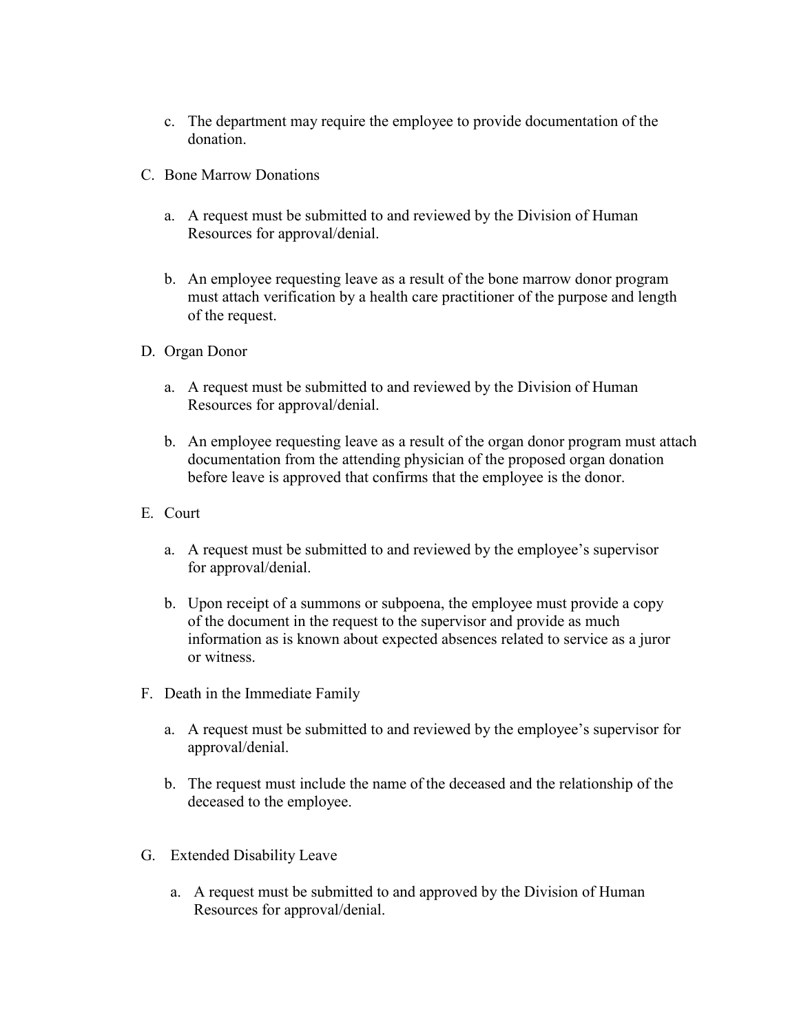c. The department may require the employee to provide documentation of the donation.

C. Bone Marrow Donations

a. A request must be submitted to and reviewed by the Division of Human Resources for approval/denial.

b. An employee requesting leave as a result of the bone marrow donor program must attach verification by a health care practitioner of the purpose and length of the request.

D. Organ Donor

a. A request must be submitted to and reviewed by the Division of Human Resources for approval/denial.

b. An employee requesting leave as a result of the organ donor program must attach documentation from the attending physician of the proposed organ donation before leave is approved that confirms that the employee is the donor.

E. Court

a. A request must be submitted to and reviewed by the employee's supervisor for approval/denial.

b. Upon receipt of a summons or subpoena, the employee must provide a copy of the document in the request to the supervisor and provide as much information as is known about expected absences related to service as a juror or witness.

F. Death in the Immediate Family

a. A request must be submitted to and reviewed by the employee's supervisor for approval/denial.

b. The request must include the name of the deceased and the relationship of the deceased to the employee.

G. Extended Disability Leave

a. A request must be submitted to and approved by the Division of Human Resources for approval/denial.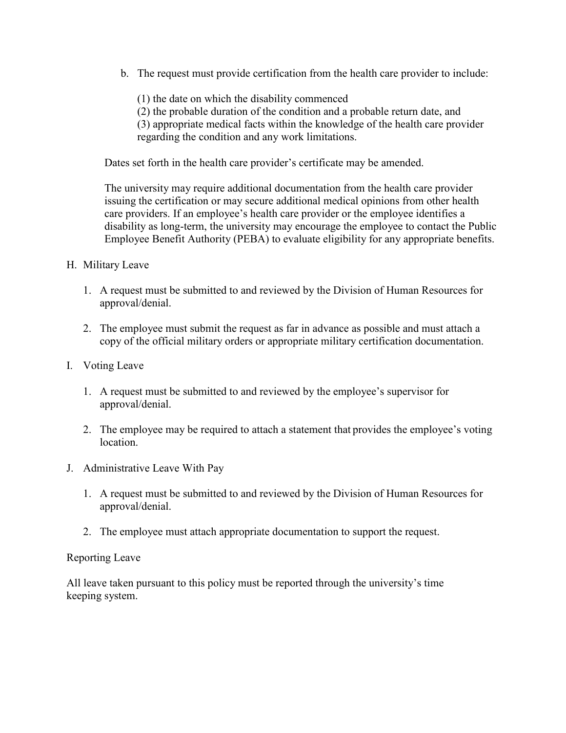b. The request must provide certification from the health care provider to include:

   (1) the date on which the disability commenced
   (2) the probable duration of the condition and a probable return date, and
   (3) appropriate medical facts within the knowledge of the health care provider regarding the condition and any work limitations.

Dates set forth in the health care provider's certificate may be amended.

The university may require additional documentation from the health care provider issuing the certification or may secure additional medical opinions from other health care providers. If an employee's health care provider or the employee identifies a disability as long-term, the university may encourage the employee to contact the Public Employee Benefit Authority (PEBA) to evaluate eligibility for any appropriate benefits.

H. Military Leave

1. A request must be submitted to and reviewed by the Division of Human Resources for approval/denial.

2. The employee must submit the request as far in advance as possible and must attach a copy of the official military orders or appropriate military certification documentation.

I. Voting Leave

1. A request must be submitted to and reviewed by the employee's supervisor for approval/denial.

2. The employee may be required to attach a statement that provides the employee's voting location.

J. Administrative Leave With Pay

1. A request must be submitted to and reviewed by the Division of Human Resources for approval/denial.

2. The employee must attach appropriate documentation to support the request.

Reporting Leave

All leave taken pursuant to this policy must be reported through the university's time keeping system.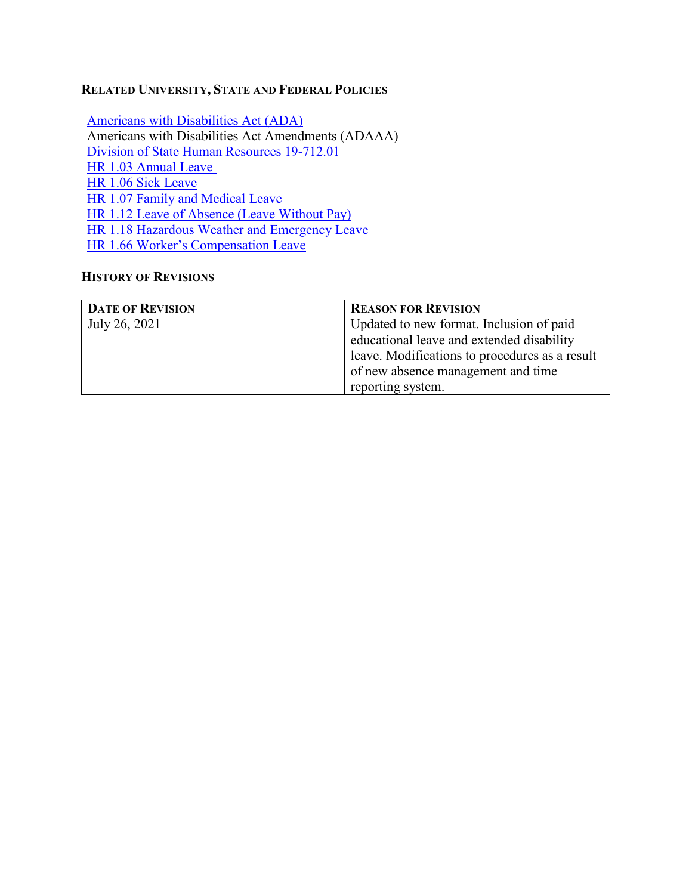## Related University, State and Federal Policies

Americans with Disabilities Act (ADA)
Americans with Disabilities Act Amendments (ADAAA)
Division of State Human Resources 19-712.01
HR 1.03 Annual Leave
HR 1.06 Sick Leave
HR 1.07 Family and Medical Leave
HR 1.12 Leave of Absence (Leave Without Pay)
HR 1.18 Hazardous Weather and Emergency Leave
HR 1.66 Worker's Compensation Leave

## History of Revisions

| Date of Revision | Reason for Revision |
|---|---|
| July 26, 2021 | Updated to new format. Inclusion of paid educational leave and extended disability leave. Modifications to procedures as a result of new absence management and time reporting system. |